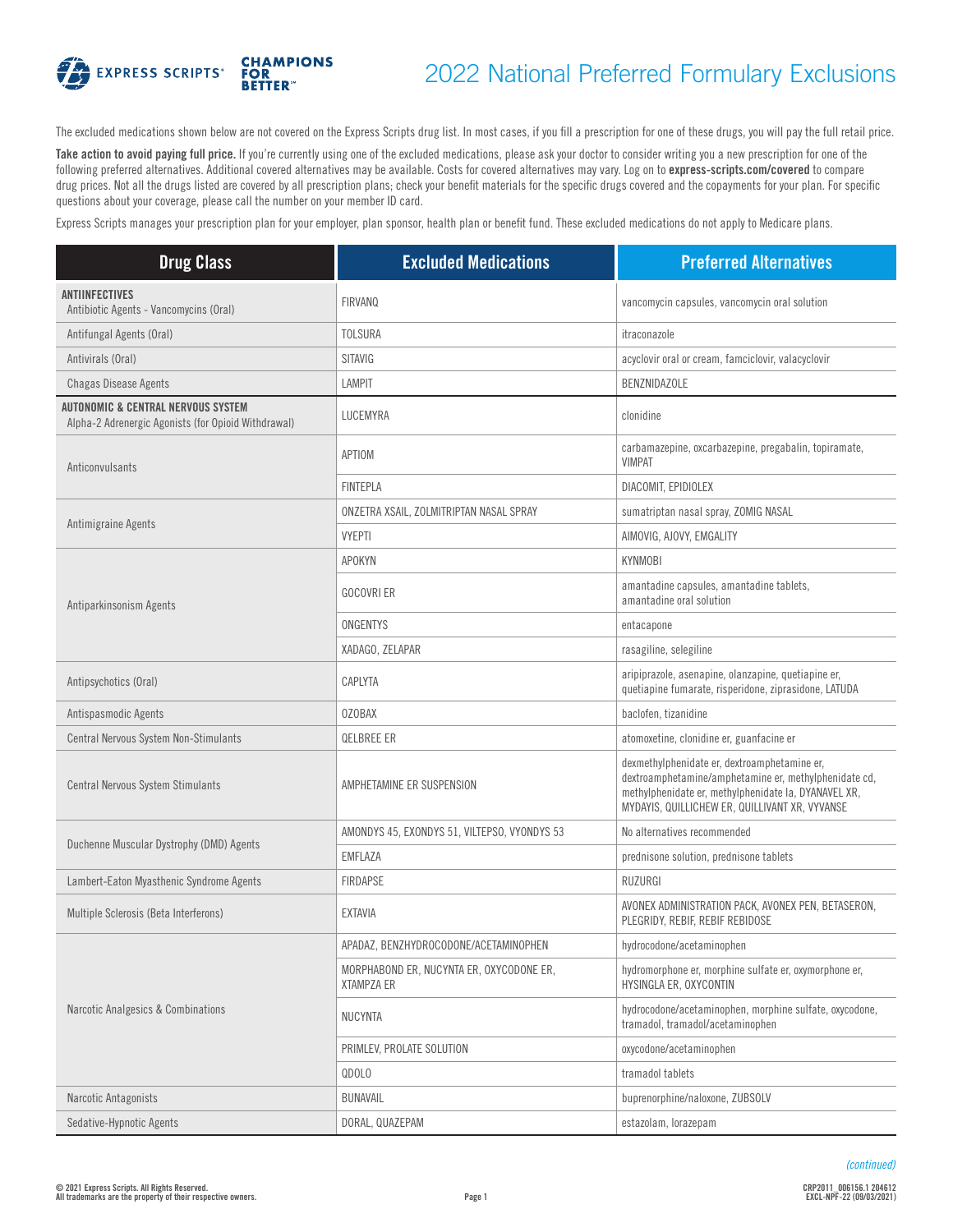# 2022 National Preferred Formulary Exclusions

The excluded medications shown below are not covered on the Express Scripts drug list. In most cases, if you fill a prescription for one of these drugs, you will pay the full retail price.

**Take action to avoid paying full price.** If you're currently using one of the excluded medications, please ask your doctor to consider writing you a new prescription for one of the following preferred alternatives. Additional covered alternatives may be available. Costs for covered alternatives may vary. Log on to **express-scripts.com/covered** to compare drug prices. Not all the drugs listed are covered by all prescription plans; check your benefit materials for the specific drugs covered and the copayments for your plan. For specific questions about your coverage, please call the number on your member ID card.

Express Scripts manages your prescription plan for your employer, plan sponsor, health plan or benefit fund. These excluded medications do not apply to Medicare plans.

| Drug Class | Excluded Medications | Preferred Alternatives |
|---|---|---|
| **ANTIINFECTIVES** Antibiotic Agents - Vancomycins (Oral) | FIRVANQ | vancomycin capsules, vancomycin oral solution |
| Antifungal Agents (Oral) | TOLSURA | itraconazole |
| Antivirals (Oral) | SITAVIG | acyclovir oral or cream, famciclovir, valacyclovir |
| Chagas Disease Agents | LAMPIT | BENZNIDAZOLE |
| **AUTONOMIC & CENTRAL NERVOUS SYSTEM** Alpha-2 Adrenergic Agonists (for Opioid Withdrawal) | LUCEMYRA | clonidine |
| Anticonvulsants | APTIOM | carbamazepine, oxcarbazepine, pregabalin, topiramate, VIMPAT |
| | FINTEPLA | DIACOMIT, EPIDIOLEX |
| Antimigraine Agents | ONZETRA XSAIL, ZOLMITRIPTAN NASAL SPRAY | sumatriptan nasal spray, ZOMIG NASAL |
| | VYEPTI | AIMOVIG, AJOVY, EMGALITY |
| Antiparkinsonism Agents | APOKYN | KYNMOBI |
| | GOCOVRI ER | amantadine capsules, amantadine tablets, amantadine oral solution |
| | ONGENTYS | entacapone |
| | XADAGO, ZELAPAR | rasagiline, selegiline |
| Antipsychotics (Oral) | CAPLYTA | aripiprazole, asenapine, olanzapine, quetiapine er, quetiapine fumarate, risperidone, ziprasidone, LATUDA |
| Antispasmodic Agents | OZOBAX | baclofen, tizanidine |
| Central Nervous System Non-Stimulants | QELBREE ER | atomoxetine, clonidine er, guanfacine er |
| Central Nervous System Stimulants | AMPHETAMINE ER SUSPENSION | dexmethylphenidate er, dextroamphetamine er, dextroamphetamine/amphetamine er, methylphenidate cd, methylphenidate er, methylphenidate la, DYANAVEL XR, MYDAYIS, QUILLICHEW ER, QUILLIVANT XR, VYVANSE |
| Duchenne Muscular Dystrophy (DMD) Agents | AMONDYS 45, EXONDYS 51, VILTEPSO, VYONDYS 53 | No alternatives recommended |
| | EMFLAZA | prednisone solution, prednisone tablets |
| Lambert-Eaton Myasthenic Syndrome Agents | FIRDAPSE | RUZURGI |
| Multiple Sclerosis (Beta Interferons) | EXTAVIA | AVONEX ADMINISTRATION PACK, AVONEX PEN, BETASERON, PLEGRIDY, REBIF, REBIF REBIDOSE |
| Narcotic Analgesics & Combinations | APADAZ, BENZHYDROCODONE/ACETAMINOPHEN | hydrocodone/acetaminophen |
| | MORPHABOND ER, NUCYNTA ER, OXYCODONE ER, XTAMPZA ER | hydromorphone er, morphine sulfate er, oxymorphone er, HYSINGLA ER, OXYCONTIN |
| | NUCYNTA | hydrocodone/acetaminophen, morphine sulfate, oxycodone, tramadol, tramadol/acetaminophen |
| | PRIMLEV, PROLATE SOLUTION | oxycodone/acetaminophen |
| | QDOLO | tramadol tablets |
| Narcotic Antagonists | BUNAVAIL | buprenorphine/naloxone, ZUBSOLV |
| Sedative-Hypnotic Agents | DORAL, QUAZEPAM | estazolam, lorazepam |

*(continued)*

© 2021 Express Scripts. All Rights Reserved.
All trademarks are the property of their respective owners.

CRP2011_006156.1 204612
EXCL-NPF-22 (09/03/2021)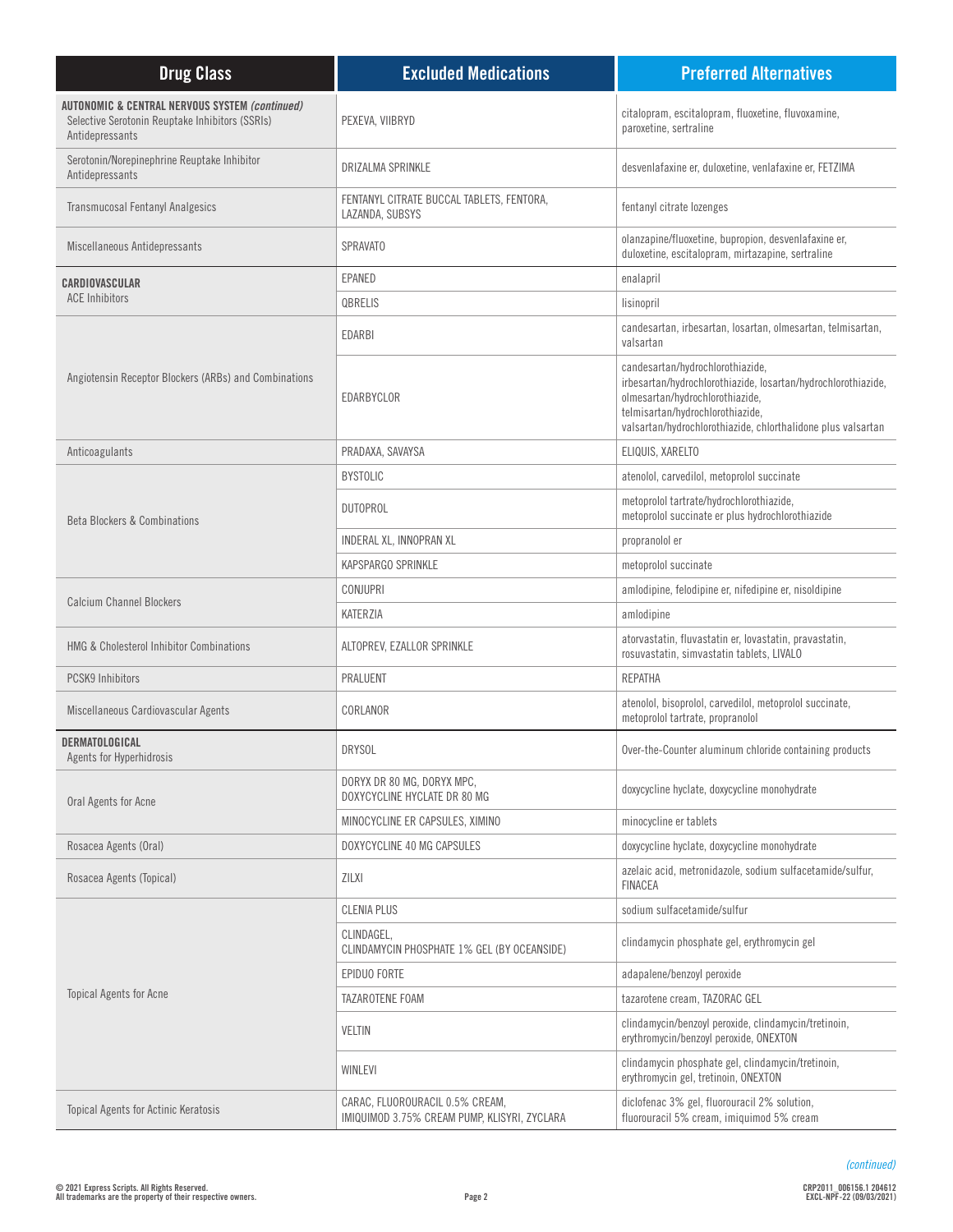| Drug Class | Excluded Medications | Preferred Alternatives |
|---|---|---|
| **AUTONOMIC & CENTRAL NERVOUS SYSTEM** ***(continued)*** Selective Serotonin Reuptake Inhibitors (SSRIs) Antidepressants | PEXEVA, VIIBRYD | citalopram, escitalopram, fluoxetine, fluvoxamine, paroxetine, sertraline |
| Serotonin/Norepinephrine Reuptake Inhibitor Antidepressants | DRIZALMA SPRINKLE | desvenlafaxine er, duloxetine, venlafaxine er, FETZIMA |
| Transmucosal Fentanyl Analgesics | FENTANYL CITRATE BUCCAL TABLETS, FENTORA, LAZANDA, SUBSYS | fentanyl citrate lozenges |
| Miscellaneous Antidepressants | SPRAVATO | olanzapine/fluoxetine, bupropion, desvenlafaxine er, duloxetine, escitalopram, mirtazapine, sertraline |
| **CARDIOVASCULAR** ACE Inhibitors | EPANED | enalapril |
| | QBRELIS | lisinopril |
| Angiotensin Receptor Blockers (ARBs) and Combinations | EDARBI | candesartan, irbesartan, losartan, olmesartan, telmisartan, valsartan |
| | EDARBYCLOR | candesartan/hydrochlorothiazide, irbesartan/hydrochlorothiazide, losartan/hydrochlorothiazide, olmesartan/hydrochlorothiazide, telmisartan/hydrochlorothiazide, valsartan/hydrochlorothiazide, chlorthalidone plus valsartan |
| Anticoagulants | PRADAXA, SAVAYSA | ELIQUIS, XARELTO |
| Beta Blockers & Combinations | BYSTOLIC | atenolol, carvedilol, metoprolol succinate |
| | DUTOPROL | metoprolol tartrate/hydrochlorothiazide, metoprolol succinate er plus hydrochlorothiazide |
| | INDERAL XL, INNOPRAN XL | propranolol er |
| | KAPSPARGO SPRINKLE | metoprolol succinate |
| Calcium Channel Blockers | CONJUPRI | amlodipine, felodipine er, nifedipine er, nisoldipine |
| | KATERZIA | amlodipine |
| HMG & Cholesterol Inhibitor Combinations | ALTOPREV, EZALLOR SPRINKLE | atorvastatin, fluvastatin er, lovastatin, pravastatin, rosuvastatin, simvastatin tablets, LIVALO |
| PCSK9 Inhibitors | PRALUENT | REPATHA |
| Miscellaneous Cardiovascular Agents | CORLANOR | atenolol, bisoprolol, carvedilol, metoprolol succinate, metoprolol tartrate, propranolol |
| **DERMATOLOGICAL** Agents for Hyperhidrosis | DRYSOL | Over-the-Counter aluminum chloride containing products |
| Oral Agents for Acne | DORYX DR 80 MG, DORYX MPC, DOXYCYCLINE HYCLATE DR 80 MG | doxycycline hyclate, doxycycline monohydrate |
| | MINOCYCLINE ER CAPSULES, XIMINO | minocycline er tablets |
| Rosacea Agents (Oral) | DOXYCYCLINE 40 MG CAPSULES | doxycycline hyclate, doxycycline monohydrate |
| Rosacea Agents (Topical) | ZILXI | azelaic acid, metronidazole, sodium sulfacetamide/sulfur, FINACEA |
| Topical Agents for Acne | CLENIA PLUS | sodium sulfacetamide/sulfur |
| | CLINDAGEL, CLINDAMYCIN PHOSPHATE 1% GEL (BY OCEANSIDE) | clindamycin phosphate gel, erythromycin gel |
| | EPIDUO FORTE | adapalene/benzoyl peroxide |
| | TAZAROTENE FOAM | tazarotene cream, TAZORAC GEL |
| | VELTIN | clindamycin/benzoyl peroxide, clindamycin/tretinoin, erythromycin/benzoyl peroxide, ONEXTON |
| | WINLEVI | clindamycin phosphate gel, clindamycin/tretinoin, erythromycin gel, tretinoin, ONEXTON |
| Topical Agents for Actinic Keratosis | CARAC, FLUOROURACIL 0.5% CREAM, IMIQUIMOD 3.75% CREAM PUMP, KLISYRI, ZYCLARA | diclofenac 3% gel, fluorouracil 2% solution, fluorouracil 5% cream, imiquimod 5% cream |

*(continued)*

© 2021 Express Scripts. All Rights Reserved.
All trademarks are the property of their respective owners.

CRP2011_006156.1 204612
EXCL-NPF-22 (09/03/2021)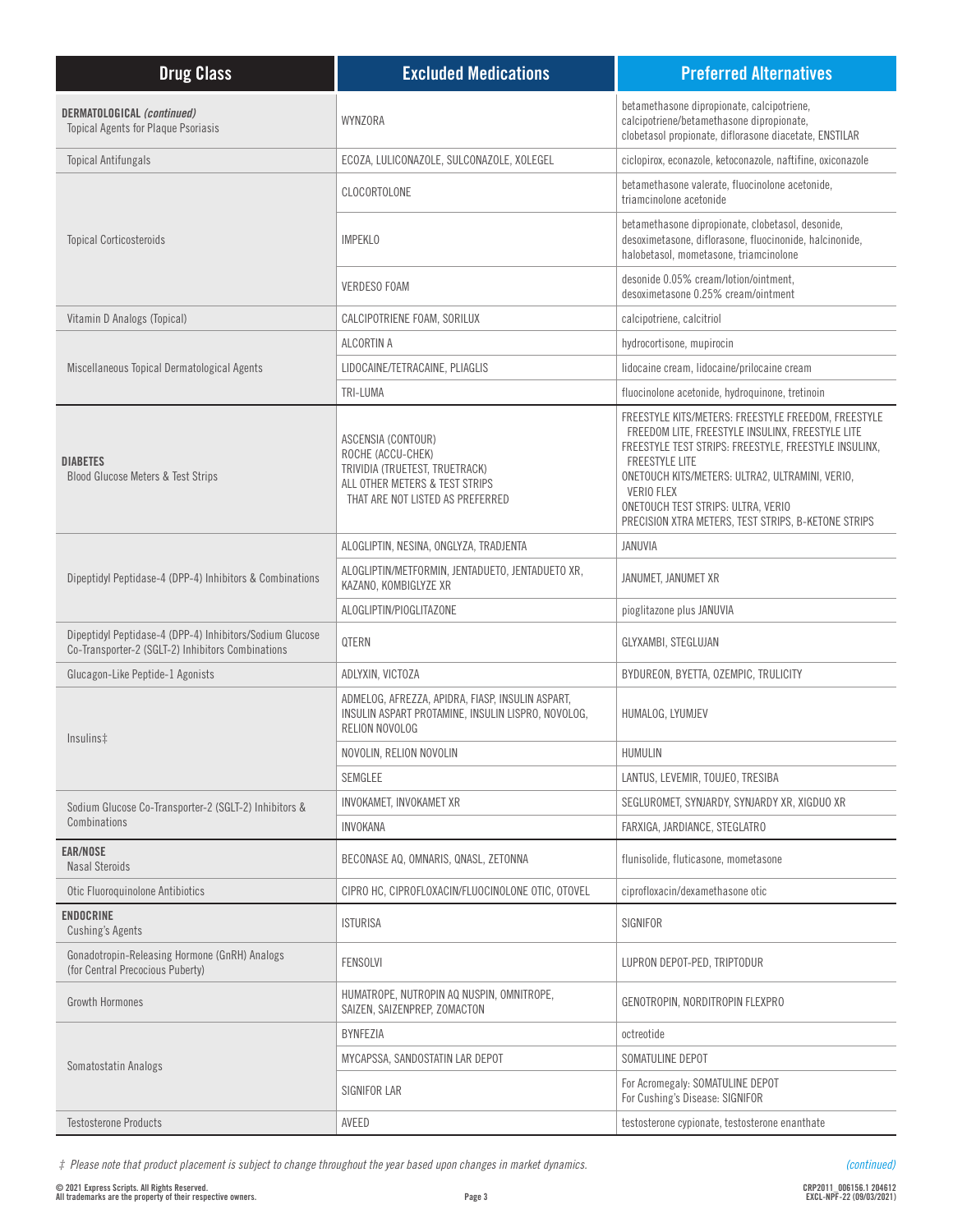| Drug Class | Excluded Medications | Preferred Alternatives |
|---|---|---|
| **DERMATOLOGICAL** *(continued)* Topical Agents for Plaque Psoriasis | WYNZORA | betamethasone dipropionate, calcipotriene, calcipotriene/betamethasone dipropionate, clobetasol propionate, diflorasone diacetate, ENSTILAR |
| Topical Antifungals | ECOZA, LULICONAZOLE, SULCONAZOLE, XOLEGEL | ciclopirox, econazole, ketoconazole, naftifine, oxiconazole |
| Topical Corticosteroids | CLOCORTOLONE | betamethasone valerate, fluocinolone acetonide, triamcinolone acetonide |
| | IMPEKLO | betamethasone dipropionate, clobetasol, desonide, desoximetasone, diflorasone, fluocinonide, halcinonide, halobetasol, mometasone, triamcinolone |
| | VERDESO FOAM | desonide 0.05% cream/lotion/ointment, desoximetasone 0.25% cream/ointment |
| Vitamin D Analogs (Topical) | CALCIPOTRIENE FOAM, SORILUX | calcipotriene, calcitriol |
| Miscellaneous Topical Dermatological Agents | ALCORTIN A | hydrocortisone, mupirocin |
| | LIDOCAINE/TETRACAINE, PLIAGLIS | lidocaine cream, lidocaine/prilocaine cream |
| | TRI-LUMA | fluocinolone acetonide, hydroquinone, tretinoin |
| **DIABETES** Blood Glucose Meters & Test Strips | ASCENSIA (CONTOUR) ROCHE (ACCU-CHEK) TRIVIDIA (TRUETEST, TRUETRACK) ALL OTHER METERS & TEST STRIPS THAT ARE NOT LISTED AS PREFERRED | FREESTYLE KITS/METERS: FREESTYLE FREEDOM, FREESTYLE FREEDOM LITE, FREESTYLE INSULINX, FREESTYLE LITE FREESTYLE TEST STRIPS: FREESTYLE, FREESTYLE INSULINX, FREESTYLE LITE ONETOUCH KITS/METERS: ULTRA2, ULTRAMINI, VERIO, VERIO FLEX ONETOUCH TEST STRIPS: ULTRA, VERIO PRECISION XTRA METERS, TEST STRIPS, B-KETONE STRIPS |
| Dipeptidyl Peptidase-4 (DPP-4) Inhibitors & Combinations | ALOGLIPTIN, NESINA, ONGLYZA, TRADJENTA | JANUVIA |
| | ALOGLIPTIN/METFORMIN, JENTADUETO, JENTADUETO XR, KAZANO, KOMBIGLYZE XR | JANUMET, JANUMET XR |
| | ALOGLIPTIN/PIOGLITAZONE | pioglitazone plus JANUVIA |
| Dipeptidyl Peptidase-4 (DPP-4) Inhibitors/Sodium Glucose Co-Transporter-2 (SGLT-2) Inhibitors Combinations | QTERN | GLYXAMBI, STEGLUJAN |
| Glucagon-Like Peptide-1 Agonists | ADLYXIN, VICTOZA | BYDUREON, BYETTA, OZEMPIC, TRULICITY |
| Insulins‡ | ADMELOG, AFREZZA, APIDRA, FIASP, INSULIN ASPART, INSULIN ASPART PROTAMINE, INSULIN LISPRO, NOVOLOG, RELION NOVOLOG | HUMALOG, LYUMJEV |
| | NOVOLIN, RELION NOVOLIN | HUMULIN |
| | SEMGLEE | LANTUS, LEVEMIR, TOUJEO, TRESIBA |
| Sodium Glucose Co-Transporter-2 (SGLT-2) Inhibitors & Combinations | INVOKAMET, INVOKAMET XR | SEGLUROMET, SYNJARDY, SYNJARDY XR, XIGDUO XR |
| | INVOKANA | FARXIGA, JARDIANCE, STEGLATRO |
| **EAR/NOSE** Nasal Steroids | BECONASE AQ, OMNARIS, QNASL, ZETONNA | flunisolide, fluticasone, mometasone |
| Otic Fluoroquinolone Antibiotics | CIPRO HC, CIPROFLOXACIN/FLUOCINOLONE OTIC, OTOVEL | ciprofloxacin/dexamethasone otic |
| **ENDOCRINE** Cushing's Agents | ISTURISA | SIGNIFOR |
| Gonadotropin-Releasing Hormone (GnRH) Analogs (for Central Precocious Puberty) | FENSOLVI | LUPRON DEPOT-PED, TRIPTODUR |
| Growth Hormones | HUMATROPE, NUTROPIN AQ NUSPIN, OMNITROPE, SAIZEN, SAIZENPREP, ZOMACTON | GENOTROPIN, NORDITROPIN FLEXPRO |
| Somatostatin Analogs | BYNFEZIA | octreotide |
| | MYCAPSSA, SANDOSTATIN LAR DEPOT | SOMATULINE DEPOT |
| | SIGNIFOR LAR | For Acromegaly: SOMATULINE DEPOT For Cushing's Disease: SIGNIFOR |
| Testosterone Products | AVEED | testosterone cypionate, testosterone enanthate |

‡ *Please note that product placement is subject to change throughout the year based upon changes in market dynamics.*

*(continued)*

© 2021 Express Scripts. All Rights Reserved.
All trademarks are the property of their respective owners.

CRP2011_006156.1 204612
EXCL-NPF-22 (09/03/2021)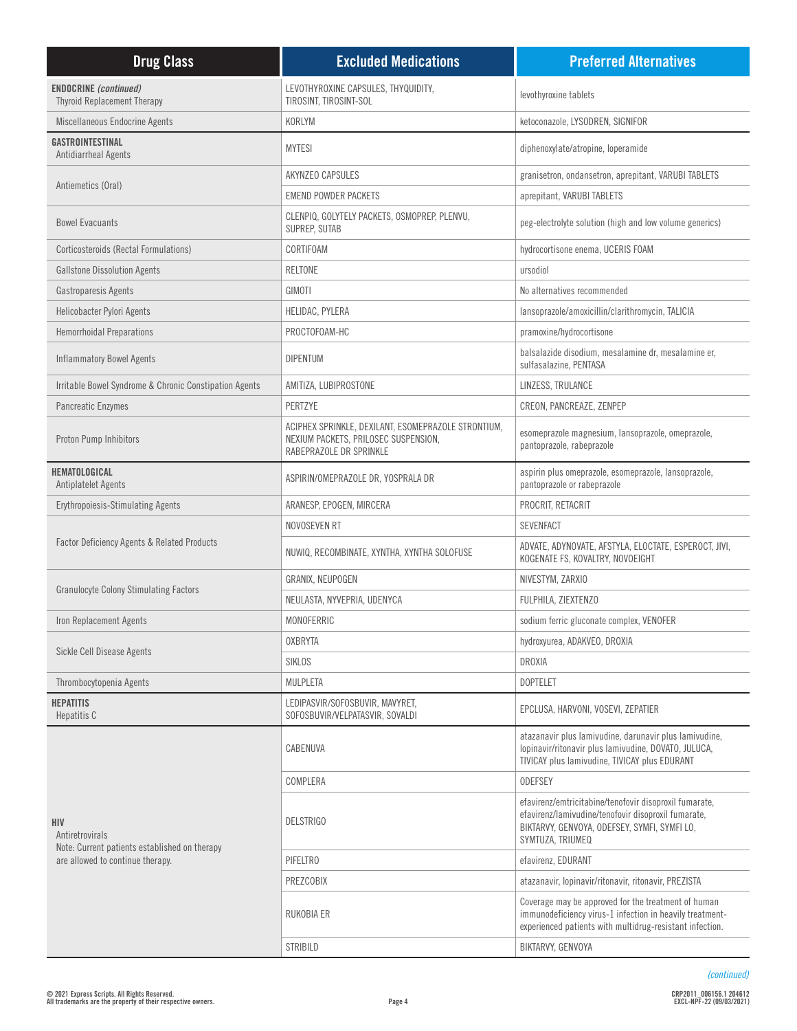| Drug Class | Excluded Medications | Preferred Alternatives |
|---|---|---|
| **ENDOCRINE** *(continued)* Thyroid Replacement Therapy | LEVOTHYROXINE CAPSULES, THYQUIDITY, TIROSINT, TIROSINT-SOL | levothyroxine tablets |
| Miscellaneous Endocrine Agents | KORLYM | ketoconazole, LYSODREN, SIGNIFOR |
| **GASTROINTESTINAL** Antidiarrheal Agents | MYTESI | diphenoxylate/atropine, loperamide |
| Antiemetics (Oral) | AKYNZEO CAPSULES | granisetron, ondansetron, aprepitant, VARUBI TABLETS |
| | EMEND POWDER PACKETS | aprepitant, VARUBI TABLETS |
| Bowel Evacuants | CLENPIQ, GOLYTELY PACKETS, OSMOPREP, PLENVU, SUPREP, SUTAB | peg-electrolyte solution (high and low volume generics) |
| Corticosteroids (Rectal Formulations) | CORTIFOAM | hydrocortisone enema, UCERIS FOAM |
| Gallstone Dissolution Agents | RELTONE | ursodiol |
| Gastroparesis Agents | GIMOTI | No alternatives recommended |
| Helicobacter Pylori Agents | HELIDAC, PYLERA | lansoprazole/amoxicillin/clarithromycin, TALICIA |
| Hemorrhoidal Preparations | PROCTOFOAM-HC | pramoxine/hydrocortisone |
| Inflammatory Bowel Agents | DIPENTUM | balsalazide disodium, mesalamine dr, mesalamine er, sulfasalazine, PENTASA |
| Irritable Bowel Syndrome & Chronic Constipation Agents | AMITIZA, LUBIPROSTONE | LINZESS, TRULANCE |
| Pancreatic Enzymes | PERTZYE | CREON, PANCREAZE, ZENPEP |
| Proton Pump Inhibitors | ACIPHEX SPRINKLE, DEXILANT, ESOMEPRAZOLE STRONTIUM, NEXIUM PACKETS, PRILOSEC SUSPENSION, RABEPRAZOLE DR SPRINKLE | esomeprazole magnesium, lansoprazole, omeprazole, pantoprazole, rabeprazole |
| **HEMATOLOGICAL** Antiplatelet Agents | ASPIRIN/OMEPRAZOLE DR, YOSPRALA DR | aspirin plus omeprazole, esomeprazole, lansoprazole, pantoprazole or rabeprazole |
| Erythropoiesis-Stimulating Agents | ARANESP, EPOGEN, MIRCERA | PROCRIT, RETACRIT |
| Factor Deficiency Agents & Related Products | NOVOSEVEN RT | SEVENFACT |
| | NUWIQ, RECOMBINATE, XYNTHA, XYNTHA SOLOFUSE | ADVATE, ADYNOVATE, AFSTYLA, ELOCTATE, ESPEROCT, JIVI, KOGENATE FS, KOVALTRY, NOVOEIGHT |
| Granulocyte Colony Stimulating Factors | GRANIX, NEUPOGEN | NIVESTYM, ZARXIO |
| | NEULASTA, NYVEPRIA, UDENYCA | FULPHILA, ZIEXTENZO |
| Iron Replacement Agents | MONOFERRIC | sodium ferric gluconate complex, VENOFER |
| Sickle Cell Disease Agents | OXBRYTA | hydroxyurea, ADAKVEO, DROXIA |
| | SIKLOS | DROXIA |
| Thrombocytopenia Agents | MULPLETA | DOPTELET |
| **HEPATITIS** Hepatitis C | LEDIPASVIR/SOFOSBUVIR, MAVYRET, SOFOSBUVIR/VELPATASVIR, SOVALDI | EPCLUSA, HARVONI, VOSEVI, ZEPATIER |
| **HIV** Antiretrovirals Note: Current patients established on therapy are allowed to continue therapy. | CABENUVA | atazanavir plus lamivudine, darunavir plus lamivudine, lopinavir/ritonavir plus lamivudine, DOVATO, JULUCA, TIVICAY plus lamivudine, TIVICAY plus EDURANT |
| | COMPLERA | ODEFSEY |
| | DELSTRIGO | efavirenz/emtricitabine/tenofovir disoproxil fumarate, efavirenz/lamivudine/tenofovir disoproxil fumarate, BIKTARVY, GENVOYA, ODEFSEY, SYMFI, SYMFI LO, SYMTUZA, TRIUMEQ |
| | PIFELTRO | efavirenz, EDURANT |
| | PREZCOBIX | atazanavir, lopinavir/ritonavir, ritonavir, PREZISTA |
| | RUKOBIA ER | Coverage may be approved for the treatment of human immunodeficiency virus-1 infection in heavily treatment-experienced patients with multidrug-resistant infection. |
| | STRIBILD | BIKTARVY, GENVOYA |

*(continued)*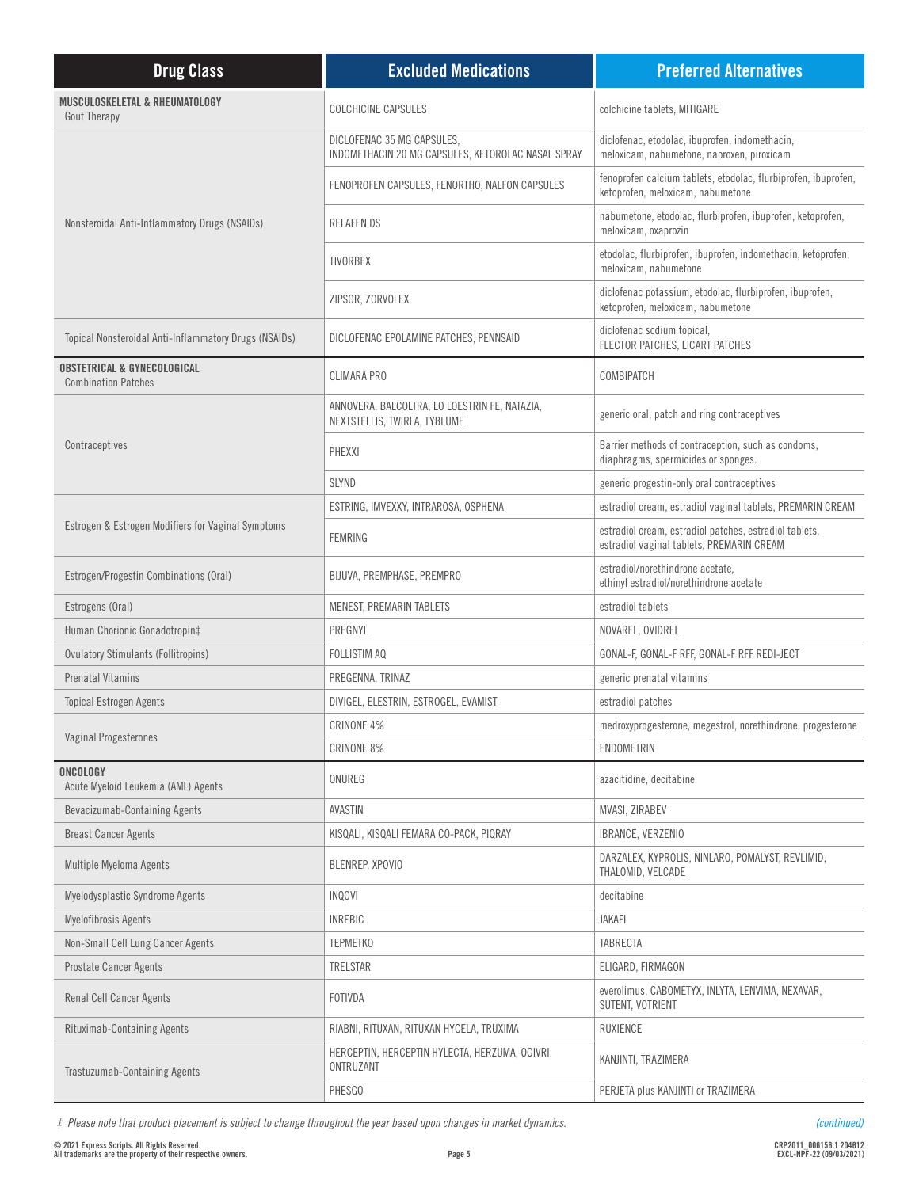| Drug Class | Excluded Medications | Preferred Alternatives |
|---|---|---|
| **MUSCULOSKELETAL & RHEUMATOLOGY** Gout Therapy | COLCHICINE CAPSULES | colchicine tablets, MITIGARE |
| Nonsteroidal Anti-Inflammatory Drugs (NSAIDs) | DICLOFENAC 35 MG CAPSULES, INDOMETHACIN 20 MG CAPSULES, KETOROLAC NASAL SPRAY | diclofenac, etodolac, ibuprofen, indomethacin, meloxicam, nabumetone, naproxen, piroxicam |
| | FENOPROFEN CAPSULES, FENORTHO, NALFON CAPSULES | fenoprofen calcium tablets, etodolac, flurbiprofen, ibuprofen, ketoprofen, meloxicam, nabumetone |
| | RELAFEN DS | nabumetone, etodolac, flurbiprofen, ibuprofen, ketoprofen, meloxicam, oxaprozin |
| | TIVORBEX | etodolac, flurbiprofen, ibuprofen, indomethacin, ketoprofen, meloxicam, nabumetone |
| | ZIPSOR, ZORVOLEX | diclofenac potassium, etodolac, flurbiprofen, ibuprofen, ketoprofen, meloxicam, nabumetone |
| Topical Nonsteroidal Anti-Inflammatory Drugs (NSAIDs) | DICLOFENAC EPOLAMINE PATCHES, PENNSAID | diclofenac sodium topical, FLECTOR PATCHES, LICART PATCHES |
| **OBSTETRICAL & GYNECOLOGICAL** Combination Patches | CLIMARA PRO | COMBIPATCH |
| Contraceptives | ANNOVERA, BALCOLTRA, LO LOESTRIN FE, NATAZIA, NEXTSTELLIS, TWIRLA, TYBLUME | generic oral, patch and ring contraceptives |
| | PHEXXI | Barrier methods of contraception, such as condoms, diaphragms, spermicides or sponges. |
| | SLYND | generic progestin-only oral contraceptives |
| Estrogen & Estrogen Modifiers for Vaginal Symptoms | ESTRING, IMVEXXY, INTRAROSA, OSPHENA | estradiol cream, estradiol vaginal tablets, PREMARIN CREAM |
| | FEMRING | estradiol cream, estradiol patches, estradiol tablets, estradiol vaginal tablets, PREMARIN CREAM |
| Estrogen/Progestin Combinations (Oral) | BIJUVA, PREMPHASE, PREMPRO | estradiol/norethindrone acetate, ethinyl estradiol/norethindrone acetate |
| Estrogens (Oral) | MENEST, PREMARIN TABLETS | estradiol tablets |
| Human Chorionic Gonadotropin‡ | PREGNYL | NOVAREL, OVIDREL |
| Ovulatory Stimulants (Follitropins) | FOLLISTIM AQ | GONAL-F, GONAL-F RFF, GONAL-F RFF REDI-JECT |
| Prenatal Vitamins | PREGENNA, TRINAZ | generic prenatal vitamins |
| Topical Estrogen Agents | DIVIGEL, ELESTRIN, ESTROGEL, EVAMIST | estradiol patches |
| Vaginal Progesterones | CRINONE 4% | medroxyprogesterone, megestrol, norethindrone, progesterone |
| | CRINONE 8% | ENDOMETRIN |
| **ONCOLOGY** Acute Myeloid Leukemia (AML) Agents | ONUREG | azacitidine, decitabine |
| Bevacizumab-Containing Agents | AVASTIN | MVASI, ZIRABEV |
| Breast Cancer Agents | KISQALI, KISQALI FEMARA CO-PACK, PIQRAY | IBRANCE, VERZENIO |
| Multiple Myeloma Agents | BLENREP, XPOVIO | DARZALEX, KYPROLIS, NINLARO, POMALYST, REVLIMID, THALOMID, VELCADE |
| Myelodysplastic Syndrome Agents | INQOVI | decitabine |
| Myelofibrosis Agents | INREBIC | JAKAFI |
| Non-Small Cell Lung Cancer Agents | TEPMETKO | TABRECTA |
| Prostate Cancer Agents | TRELSTAR | ELIGARD, FIRMAGON |
| Renal Cell Cancer Agents | FOTIVDA | everolimus, CABOMETYX, INLYTA, LENVIMA, NEXAVAR, SUTENT, VOTRIENT |
| Rituximab-Containing Agents | RIABNI, RITUXAN, RITUXAN HYCELA, TRUXIMA | RUXIENCE |
| Trastuzumab-Containing Agents | HERCEPTIN, HERCEPTIN HYLECTA, HERZUMA, OGIVRI, ONTRUZANT | KANJINTI, TRAZIMERA |
| | PHESGO | PERJETA plus KANJINTI or TRAZIMERA |

*‡ Please note that product placement is subject to change throughout the year based upon changes in market dynamics.*

*(continued)*

© 2021 Express Scripts. All Rights Reserved.
All trademarks are the property of their respective owners.

CRP2011_006156.1 204612
EXCL-NPF-22 (09/03/2021)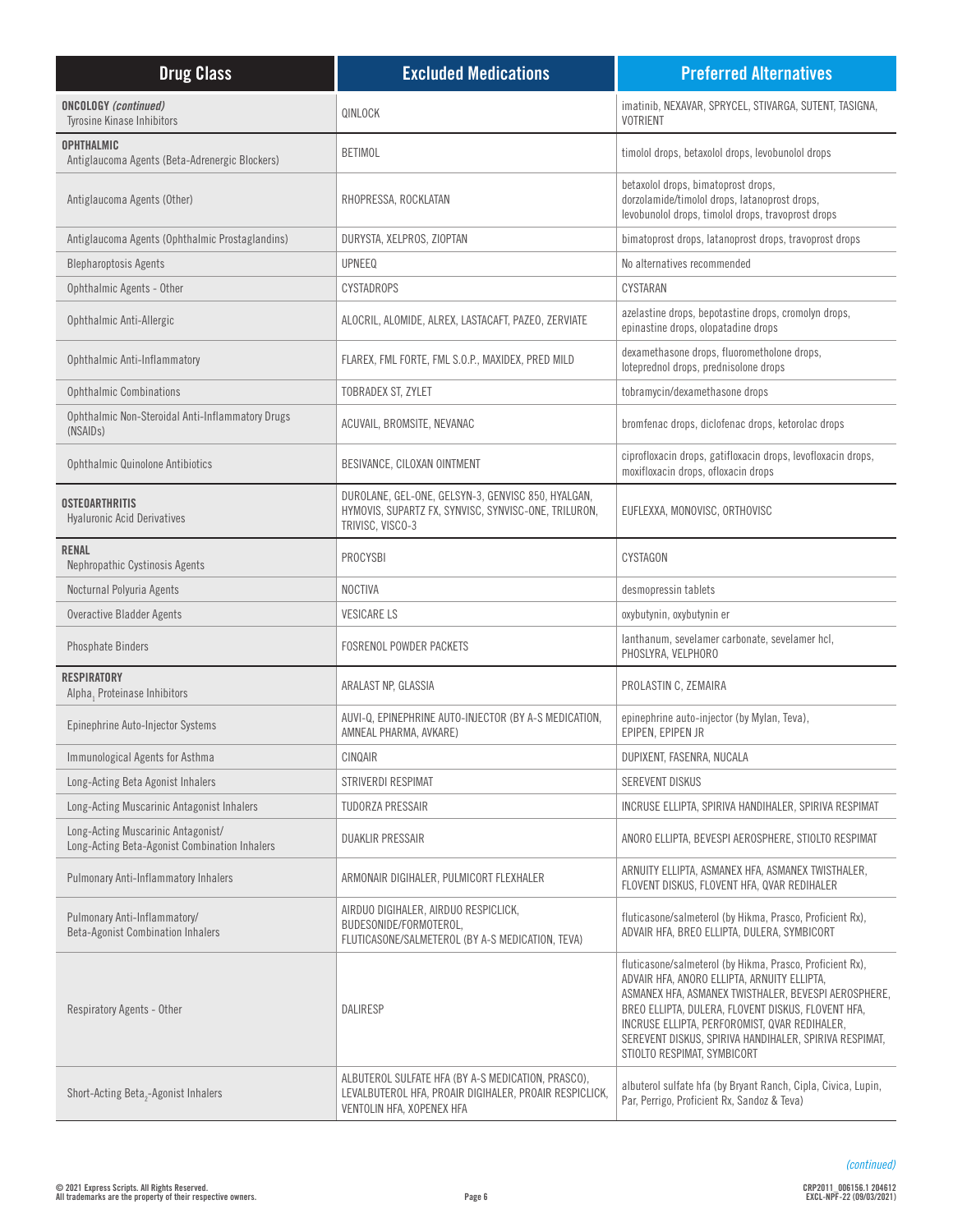| Drug Class | Excluded Medications | Preferred Alternatives |
|---|---|---|
| **ONCOLOGY** ***(continued)*** Tyrosine Kinase Inhibitors | QINLOCK | imatinib, NEXAVAR, SPRYCEL, STIVARGA, SUTENT, TASIGNA, VOTRIENT |
| **OPHTHALMIC** Antiglaucoma Agents (Beta-Adrenergic Blockers) | BETIMOL | timolol drops, betaxolol drops, levobunolol drops |
| Antiglaucoma Agents (Other) | RHOPRESSA, ROCKLATAN | betaxolol drops, bimatoprost drops, dorzolamide/timolol drops, latanoprost drops, levobunolol drops, timolol drops, travoprost drops |
| Antiglaucoma Agents (Ophthalmic Prostaglandins) | DURYSTA, XELPROS, ZIOPTAN | bimatoprost drops, latanoprost drops, travoprost drops |
| Blepharoptosis Agents | UPNEEQ | No alternatives recommended |
| Ophthalmic Agents - Other | CYSTADROPS | CYSTARAN |
| Ophthalmic Anti-Allergic | ALOCRIL, ALOMIDE, ALREX, LASTACAFT, PAZEO, ZERVIATE | azelastine drops, bepotastine drops, cromolyn drops, epinastine drops, olopatadine drops |
| Ophthalmic Anti-Inflammatory | FLAREX, FML FORTE, FML S.O.P., MAXIDEX, PRED MILD | dexamethasone drops, fluorometholone drops, loteprednol drops, prednisolone drops |
| Ophthalmic Combinations | TOBRADEX ST, ZYLET | tobramycin/dexamethasone drops |
| Ophthalmic Non-Steroidal Anti-Inflammatory Drugs (NSAIDs) | ACUVAIL, BROMSITE, NEVANAC | bromfenac drops, diclofenac drops, ketorolac drops |
| Ophthalmic Quinolone Antibiotics | BESIVANCE, CILOXAN OINTMENT | ciprofloxacin drops, gatifloxacin drops, levofloxacin drops, moxifloxacin drops, ofloxacin drops |
| **OSTEOARTHRITIS** Hyaluronic Acid Derivatives | DUROLANE, GEL-ONE, GELSYN-3, GENVISC 850, HYALGAN, HYMOVIS, SUPARTZ FX, SYNVISC, SYNVISC-ONE, TRILURON, TRIVISC, VISCO-3 | EUFLEXXA, MONOVISC, ORTHOVISC |
| **RENAL** Nephropathic Cystinosis Agents | PROCYSBI | CYSTAGON |
| Nocturnal Polyuria Agents | NOCTIVA | desmopressin tablets |
| Overactive Bladder Agents | VESICARE LS | oxybutynin, oxybutynin er |
| Phosphate Binders | FOSRENOL POWDER PACKETS | lanthanum, sevelamer carbonate, sevelamer hcl, PHOSLYRA, VELPHORO |
| **RESPIRATORY** Alpha$_1$ Proteinase Inhibitors | ARALAST NP, GLASSIA | PROLASTIN C, ZEMAIRA |
| Epinephrine Auto-Injector Systems | AUVI-Q, EPINEPHRINE AUTO-INJECTOR (BY A-S MEDICATION, AMNEAL PHARMA, AVKARE) | epinephrine auto-injector (by Mylan, Teva), EPIPEN, EPIPEN JR |
| Immunological Agents for Asthma | CINQAIR | DUPIXENT, FASENRA, NUCALA |
| Long-Acting Beta Agonist Inhalers | STRIVERDI RESPIMAT | SEREVENT DISKUS |
| Long-Acting Muscarinic Antagonist Inhalers | TUDORZA PRESSAIR | INCRUSE ELLIPTA, SPIRIVA HANDIHALER, SPIRIVA RESPIMAT |
| Long-Acting Muscarinic Antagonist/ Long-Acting Beta-Agonist Combination Inhalers | DUAKLIR PRESSAIR | ANORO ELLIPTA, BEVESPI AEROSPHERE, STIOLTO RESPIMAT |
| Pulmonary Anti-Inflammatory Inhalers | ARMONAIR DIGIHALER, PULMICORT FLEXHALER | ARNUITY ELLIPTA, ASMANEX HFA, ASMANEX TWISTHALER, FLOVENT DISKUS, FLOVENT HFA, QVAR REDIHALER |
| Pulmonary Anti-Inflammatory/ Beta-Agonist Combination Inhalers | AIRDUO DIGIHALER, AIRDUO RESPICLICK, BUDESONIDE/FORMOTEROL, FLUTICASONE/SALMETEROL (BY A-S MEDICATION, TEVA) | fluticasone/salmeterol (by Hikma, Prasco, Proficient Rx), ADVAIR HFA, BREO ELLIPTA, DULERA, SYMBICORT |
| Respiratory Agents - Other | DALIRESP | fluticasone/salmeterol (by Hikma, Prasco, Proficient Rx), ADVAIR HFA, ANORO ELLIPTA, ARNUITY ELLIPTA, ASMANEX HFA, ASMANEX TWISTHALER, BEVESPI AEROSPHERE, BREO ELLIPTA, DULERA, FLOVENT DISKUS, FLOVENT HFA, INCRUSE ELLIPTA, PERFOROMIST, QVAR REDIHALER, SEREVENT DISKUS, SPIRIVA HANDIHALER, SPIRIVA RESPIMAT, STIOLTO RESPIMAT, SYMBICORT |
| Short-Acting Beta$_2$-Agonist Inhalers | ALBUTEROL SULFATE HFA (BY A-S MEDICATION, PRASCO), LEVALBUTEROL HFA, PROAIR DIGIHALER, PROAIR RESPICLICK, VENTOLIN HFA, XOPENEX HFA | albuterol sulfate hfa (by Bryant Ranch, Cipla, Civica, Lupin, Par, Perrigo, Proficient Rx, Sandoz & Teva) |

*(continued)*

© 2021 Express Scripts. All Rights Reserved.
All trademarks are the property of their respective owners.

CRP2011_006156.1 204612
EXCL-NPF-22 (09/03/2021)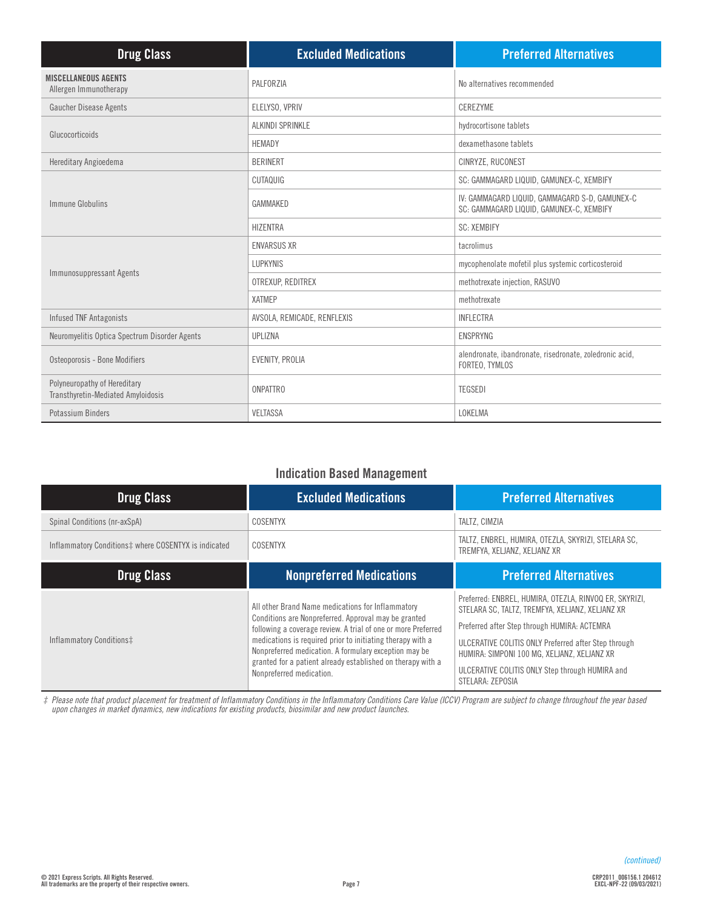| Drug Class | Excluded Medications | Preferred Alternatives |
|---|---|---|
| **MISCELLANEOUS AGENTS** Allergen Immunotherapy | PALFORZIA | No alternatives recommended |
| Gaucher Disease Agents | ELELYSO, VPRIV | CEREZYME |
| Glucocorticoids | ALKINDI SPRINKLE | hydrocortisone tablets |
| | HEMADY | dexamethasone tablets |
| Hereditary Angioedema | BERINERT | CINRYZE, RUCONEST |
| Immune Globulins | CUTAQUIG | SC: GAMMAGARD LIQUID, GAMUNEX-C, XEMBIFY |
| | GAMMAKED | IV: GAMMAGARD LIQUID, GAMMAGARD S-D, GAMUNEX-C<br>SC: GAMMAGARD LIQUID, GAMUNEX-C, XEMBIFY |
| | HIZENTRA | SC: XEMBIFY |
| Immunosuppressant Agents | ENVARSUS XR | tacrolimus |
| | LUPKYNIS | mycophenolate mofetil plus systemic corticosteroid |
| | OTREXUP, REDITREX | methotrexate injection, RASUVO |
| | XATMEP | methotrexate |
| Infused TNF Antagonists | AVSOLA, REMICADE, RENFLEXIS | INFLECTRA |
| Neuromyelitis Optica Spectrum Disorder Agents | UPLIZNA | ENSPRYNG |
| Osteoporosis - Bone Modifiers | EVENITY, PROLIA | alendronate, ibandronate, risedronate, zoledronic acid, FORTEO, TYMLOS |
| Polyneuropathy of Hereditary Transthyretin-Mediated Amyloidosis | ONPATTRO | TEGSEDI |
| Potassium Binders | VELTASSA | LOKELMA |

## Indication Based Management

| Drug Class | Excluded Medications | Preferred Alternatives |
|---|---|---|
| Spinal Conditions (nr-axSpA) | COSENTYX | TALTZ, CIMZIA |
| Inflammatory Conditions‡ where COSENTYX is indicated | COSENTYX | TALTZ, ENBREL, HUMIRA, OTEZLA, SKYRIZI, STELARA SC, TREMFYA, XELJANZ, XELJANZ XR |
| **Drug Class** | **Nonpreferred Medications** | **Preferred Alternatives** |
| Inflammatory Conditions‡ | All other Brand Name medications for Inflammatory Conditions are Nonpreferred. Approval may be granted following a coverage review. A trial of one or more Preferred medications is required prior to initiating therapy with a Nonpreferred medication. A formulary exception may be granted for a patient already established on therapy with a Nonpreferred medication. | Preferred: ENBREL, HUMIRA, OTEZLA, RINVOQ ER, SKYRIZI, STELARA SC, TALTZ, TREMFYA, XELJANZ, XELJANZ XR<br>Preferred after Step through HUMIRA: ACTEMRA<br>ULCERATIVE COLITIS ONLY Preferred after Step through HUMIRA: SIMPONI 100 MG, XELJANZ, XELJANZ XR<br>ULCERATIVE COLITIS ONLY Step through HUMIRA and STELARA: ZEPOSIA |

*‡ Please note that product placement for treatment of Inflammatory Conditions in the Inflammatory Conditions Care Value (ICCV) Program are subject to change throughout the year based upon changes in market dynamics, new indications for existing products, biosimilar and new product launches.*

*(continued)*

© 2021 Express Scripts. All Rights Reserved.
All trademarks are the property of their respective owners.

CRP2011_006156.1 204612
EXCL-NPF-22 (09/03/2021)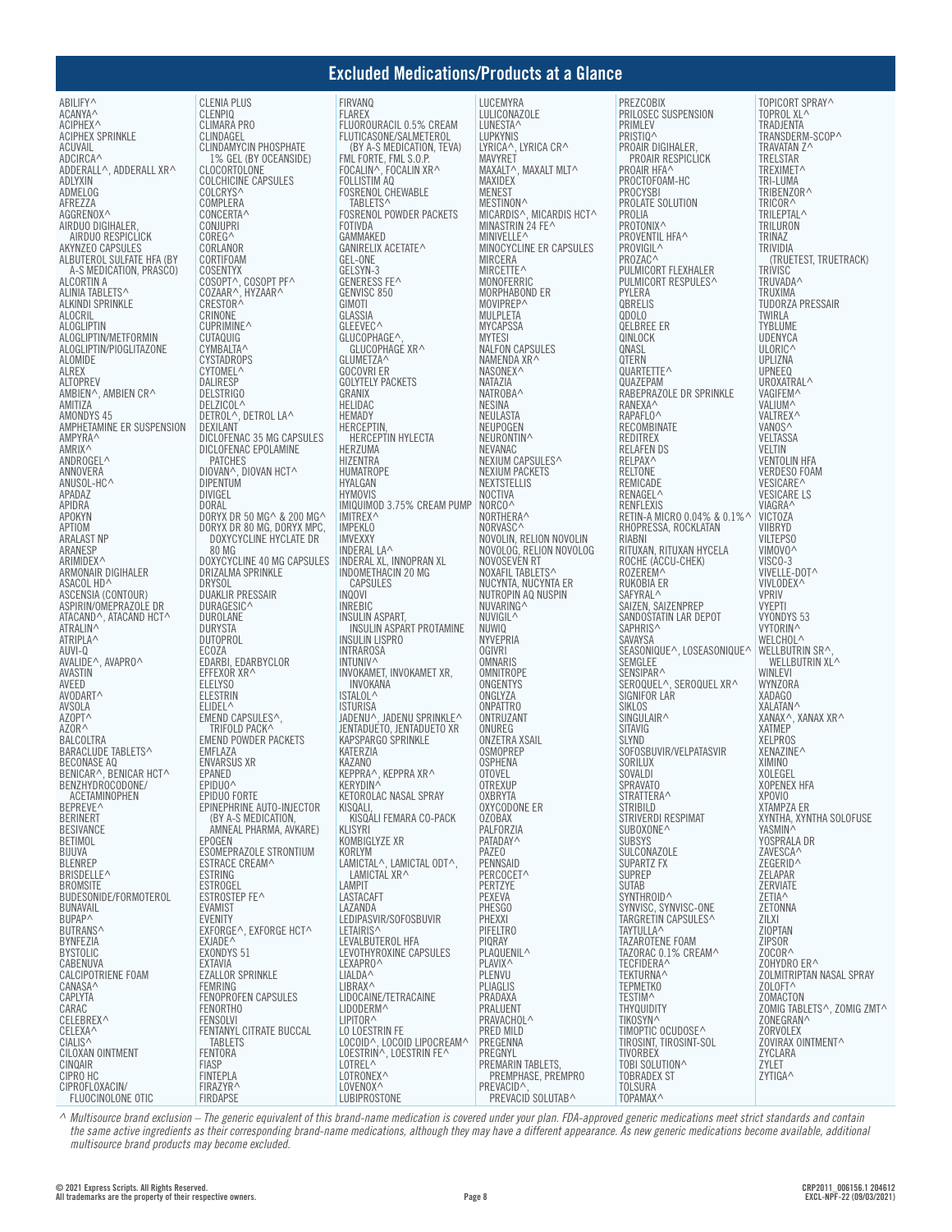## Excluded Medications/Products at a Glance

ABILIFY^
ACANYA^
ACIPHEX^
ACIPHEX SPRINKLE
ACUVAIL
ADCIRCA^
ADDERALL^, ADDERALL XR^
ADLYXIN
ADMELOG
AFREZZA
AGGRENOX^
AIRDUO DIGIHALER, AIRDUO RESPICLICK
AKYNZEO CAPSULES
ALBUTEROL SULFATE HFA (BY A-S MEDICATION, PRASCO)
ALCORTIN A
ALINIA TABLETS^
ALKINDI SPRINKLE
ALOCRIL
ALOGLIPTIN
ALOGLIPTIN/METFORMIN
ALOGLIPTIN/PIOGLITAZONE
ALOMIDE
ALREX
ALTOPREV
AMBIEN^, AMBIEN CR^
AMITIZA
AMONDYS 45
AMPHETAMINE ER SUSPENSION
AMPYRA^
AMRIX^
ANDROGEL^
ANNOVERA
ANUSOL-HC^
APADAZ
APIDRA
APOKYN
APTIOM
ARALAST NP
ARANESP
ARIMIDEX^
ARMONAIR DIGIHALER
ASACOL HD^
ASCENSIA (CONTOUR)
ASPIRIN/OMEPRAZOLE DR
ATACAND^, ATACAND HCT^
ATRALIN^
ATRIPLA^
AUVI-Q
AVALIDE^, AVAPRO^
AVASTIN
AVEED
AVODART^
AVSOLA
AZOPT^
AZOR^
BALCOLTRA
BARACLUDE TABLETS^
BECONASE AQ
BENICAR^, BENICAR HCT^
BENZHYDROCODONE/ ACETAMINOPHEN
BEPREVE^
BERINERT
BESIVANCE
BETIMOL
BIJUVA
BLENREP
BRISDELLE^
BROMSITE
BUDESONIDE/FORMOTEROL
BUNAVAIL
BUPAP^
BUTRANS^
BYNFEZIA
BYSTOLIC
CABENUVA
CALCIPOTRIENE FOAM
CANASA^
CAPLYTA
CARAC
CELEBREX^
CELEXA^
CIALIS^
CILOXAN OINTMENT
CINQAIR
CIPRO HC
CIPROFLOXACIN/ FLUOCINOLONE OTIC
CLENIA PLUS
CLENPIQ
CLIMARA PRO
CLINDAGEL
CLINDAMYCIN PHOSPHATE 1% GEL (BY OCEANSIDE)
CLOCORTOLONE
COLCHICINE CAPSULES
COLCRYS^
COMPLERA
CONCERTA^
CONJUPRI
COREG^
CORLANOR
CORTIFOAM
COSENTYX
COSOPT^, COSOPT PF^
COZAAR^, HYZAAR^
CRESTOR^
CRINONE
CUPRIMINE^
CUTAQUIG
CYMBALTA^
CYSTADROPS
CYTOMEL^
DALIRESP
DELSTRIGO
DELZICOL^
DETROL^, DETROL LA^
DEXILANT
DICLOFENAC 35 MG CAPSULES
DICLOFENAC EPOLAMINE PATCHES
DIOVAN^, DIOVAN HCT^
DIPENTUM
DIVIGEL
DORAL
DORYX DR 50 MG^ & 200 MG^
DORYX DR 80 MG, DORYX MPC, DOXYCYCLINE HYCLATE DR 80 MG
DOXYCYCLINE 40 MG CAPSULES
DRIZALMA SPRINKLE
DRYSOL
DUAKLIR PRESSAIR
DURAGESIC^
DUROLANE
DURYSTA
DUTOPROL
ECOZA
EDARBI, EDARBYCLOR
EFFEXOR XR^
ELELYSO
ELESTRIN
ELIDEL^
EMEND CAPSULES^, TRIFOLD PACK^
EMEND POWDER PACKETS
EMFLAZA
ENVARSUS XR
EPANED
EPIDUO^
EPIDUO FORTE
EPINEPHRINE AUTO-INJECTOR (BY A-S MEDICATION, AMNEAL PHARMA, AVKARE)
EPOGEN
ESOMEPRAZOLE STRONTIUM
ESTRACE CREAM^
ESTRING
ESTROGEL
ESTROSTEP FE^
EVAMIST
EVENITY
EXFORGE^, EXFORGE HCT^
EXJADE^
EXONDYS 51
EXTAVIA
EZALLOR SPRINKLE
FEMRING
FENOPROFEN CAPSULES
FENORTHO
FENSOLVI
FENTANYL CITRATE BUCCAL TABLETS
FENTORA
FIASP
FINTEPLA
FIRAZYR^
FIRDAPSE
FIRVANQ
FLAREX
FLUOROURACIL 0.5% CREAM
FLUTICASONE/SALMETEROL (BY A-S MEDICATION, TEVA)
FML FORTE, FML S.O.P.
FOCALIN^, FOCALIN XR^
FOLLISTIM AQ
FOSRENOL CHEWABLE TABLETS^
FOSRENOL POWDER PACKETS
FOTIVDA
GAMMAKED
GANIRELIX ACETATE^
GEL-ONE
GELSYN-3
GENERESS FE^
GENVISC 850
GIMOTI
GLASSIA
GLEEVEC^
GLUCOPHAGE^, GLUCOPHAGE XR^
GLUMETZA^
GOCOVRI ER
GOLYTELY PACKETS
GRANIX
HELIDAC
HEMADY
HERCEPTIN, HERCEPTIN HYLECTA
HERZUMA
HIZENTRA
HUMATROPE
HYALGAN
HYMOVIS
IMIQUIMOD 3.75% CREAM PUMP
IMITREX^
IMPEKLO
IMVEXXY
INDERAL LA^
INDERAL XL, INNOPRAN XL
INDOMETHACIN 20 MG CAPSULES
INQOVI
INREBIC
INSULIN ASPART, INSULIN ASPART PROTAMINE
INSULIN LISPRO
INTRAROSA
INTUNIV^
INVOKAMET, INVOKAMET XR, INVOKANA
ISTALOL^
ISTURISA
JADENU^, JADENU SPRINKLE^
JENTADUETO, JENTADUETO XR
KAPSPARGO SPRINKLE
KATERZIA
KAZANO
KEPPRA^, KEPPRA XR^
KERYDIN^
KETOROLAC NASAL SPRAY
KISQALI, KISQALI FEMARA CO-PACK
KLISYRI
KOMBIGLYZE XR
KORLYM
LAMICTAL^, LAMICTAL ODT^, LAMICTAL XR^
LAMPIT
LASTACAFT
LAZANDA
LEDIPASVIR/SOFOSBUVIR
LETAIRIS^
LEVALBUTEROL HFA
LEVOTHYROXINE CAPSULES
LEXAPRO^
LIALDA^
LIBRAX^
LIDOCAINE/TETRACAINE
LIDODERM^
LIPITOR^
LO LOESTRIN FE
LOCOID^, LOCOID LIPOCREAM^
LOESTRIN^, LOESTRIN FE^
LOTREL^
LOTRONEX^
LOVENOX^
LUBIPROSTONE
LUCEMYRA
LULICONAZOLE
LUNESTA^
LUPKYNIS
LYRICA^, LYRICA CR^
MAVYRET
MAXALT^, MAXALT MLT^
MAXIDEX
MENEST
MESTINON^
MICARDIS^, MICARDIS HCT^
MINASTRIN 24 FE^
MINIVELLE^
MINOCYCLINE ER CAPSULES
MIRCERA
MIRCETTE^
MONOFERRIC
MORPHABOND ER
MOVIPREP^
MULPLETA
MYCAPSSA
MYTESI
NALFON CAPSULES
NAMENDA XR^
NASONEX^
NATAZIA
NATROBA^
NESINA
NEULASTA
NEUPOGEN
NEURONTIN^
NEVANAC
NEXIUM CAPSULES^
NEXIUM PACKETS
NEXTSTELLIS
NOCTIVA
NORCO^
NORTHERA^
NORVASC^
NOVOLIN, RELION NOVOLIN
NOVOLOG, RELION NOVOLOG
NOVOSEVEN RT
NOXAFIL TABLETS^
NUCYNTA, NUCYNTA ER
NUTROPIN AQ NUSPIN
NUVARING^
NUVIGIL^
NUWIQ
NYVEPRIA
OGIVRI
OMNARIS
OMNITROPE
ONGENTYS
ONGLYZA
ONPATTRO
ONTRUZANT
ONUREG
ONZETRA XSAIL
OSMOPREP
OSPHENA
OTOVEL
OTREXUP
OXBRYTA
OXYCODONE ER
OZOBAX
PALFORZIA
PATADAY^
PAZEO
PENNSAID
PERCOCET^
PERTZYE
PEXEVA
PHESGO
PHEXXI
PIFELTRO
PIQRAY
PLAQUENIL^
PLAVIX^
PLENVU
PLIAGLIS
PRADAXA
PRALUENT
PRAVACHOL^
PRED MILD
PREGENNA
PREGNYL
PREMARIN TABLETS, PREMPHASE, PREMPRO
PREVACID^, PREVACID SOLUTAB^
PREZCOBIX
PRILOSEC SUSPENSION
PRIMLEV
PRISTIQ^
PROAIR DIGIHALER, PROAIR RESPICLICK
PROAIR HFA^
PROCTOFOAM-HC
PROCYSBI
PROLATE SOLUTION
PROLIA
PROTONIX^
PROVENTIL HFA^
PROVIGIL^
PROZAC^
PULMICORT FLEXHALER
PULMICORT RESPULES^
PYLERA
QBRELIS
QDOLO
QELBREE ER
QINLOCK
QNASL
QTERN
QUARTETTE^
QUAZEPAM
RABEPRAZOLE DR SPRINKLE
RANEXA^
RAPAFLO^
RECOMBINATE
REDITREX
RELAFEN DS
RELPAX^
RELTONE
REMICADE
RENAGEL^
RENFLEXIS
RETIN-A MICRO 0.04% & 0.1%^
RHOPRESSA, ROCKLATAN
RIABNI
RITUXAN, RITUXAN HYCELA
ROCHE (ACCU-CHEK)
ROZEREM^
RUKOBIA ER
SAFYRAL^
SAIZEN, SAIZENPREP
SANDOSTATIN LAR DEPOT
SAPHRIS^
SAVAYSA
SEASONIQUE^, LOSEASONIQUE^
SEMGLEE
SENSIPAR^
SEROQUEL^, SEROQUEL XR^
SIGNIFOR LAR
SIKLOS
SINGULAIR^
SITAVIG
SLYND
SOFOSBUVIR/VELPATASVIR
SORILUX
SOVALDI
SPRAVATO
STRATTERA^
STRIBILD
STRIVERDI RESPIMAT
SUBOXONE^
SUBSYS
SULCONAZOLE
SUPARTZ FX
SUPREP
SUTAB
SYNTHROID^
SYNVISC, SYNVISC-ONE
TARGRETIN CAPSULES^
TAYTULLA^
TAZAROTENE FOAM
TAZORAC 0.1% CREAM^
TECFIDERA^
TEKTURNA^
TEPMETKO
TESTIM^
THYQUIDITY
TIKOSYN^
TIMOPTIC OCUDOSE^
TIROSINT, TIROSINT-SOL
TIVORBEX
TOBI SOLUTION^
TOBRADEX ST
TOLSURA
TOPAMAX^
TOPICORT SPRAY^
TOPROL XL^
TRADJENTA
TRANSDERM-SCOP^
TRAVATAN Z^
TRELSTAR
TREXIMET^
TRI-LUMA
TRIBENZOR^
TRICOR^
TRILEPTAL^
TRILURON
TRINAZ
TRIVIDIA (TRUETEST, TRUETRACK)
TRIVISC
TRUVADA^
TRUXIMA
TUDORZA PRESSAIR
TWIRLA
TYBLUME
UDENYCA
ULORIC^
UPLIZNA
UPNEEQ
UROXATRAL^
VAGIFEM^
VALIUM^
VALTREX^
VANOS^
VELTASSA
VELTIN
VENTOLIN HFA
VERDESO FOAM
VESICARE^
VESICARE LS
VIAGRA^
VICTOZA
VIIBRYD
VILTEPSO
VIMOVO^
VISCO-3
VIVELLE-DOT^
VIVLODEX^
VPRIV
VYEPTI
VYONDYS 53
VYTORIN^
WELCHOL^
WELLBUTRIN SR^, WELLBUTRIN XL^
WINLEVI
WYNZORA
XADAGO
XALATAN^
XANAX^, XANAX XR^
XATMEP
XELPROS
XENAZINE^
XIMINO
XOLEGEL
XOPENEX HFA
XPOVIO
XTAMPZA ER
XYNTHA, XYNTHA SOLOFUSE
YASMIN^
YOSPRALA DR
ZAVESCA^
ZEGERID^
ZELAPAR
ZERVIATE
ZETIA^
ZETONNA
ZILXI
ZIOPTAN
ZIPSOR
ZOCOR^
ZOHYDRO ER^
ZOLMITRIPTAN NASAL SPRAY
ZOLOFT^
ZOMACTON
ZOMIG TABLETS^, ZOMIG ZMT^
ZONEGRAN^
ZORVOLEX
ZOVIRAX OINTMENT^
ZYCLARA
ZYLET
ZYTIGA^

*^ Multisource brand exclusion – The generic equivalent of this brand-name medication is covered under your plan. FDA-approved generic medications meet strict standards and contain the same active ingredients as their corresponding brand-name medications, although they may have a different appearance. As new generic medications become available, additional multisource brand products may become excluded.*

© 2021 Express Scripts. All Rights Reserved.
All trademarks are the property of their respective owners.

CRP2011_006156.1 204612
EXCL-NPF-22 (09/03/2021)